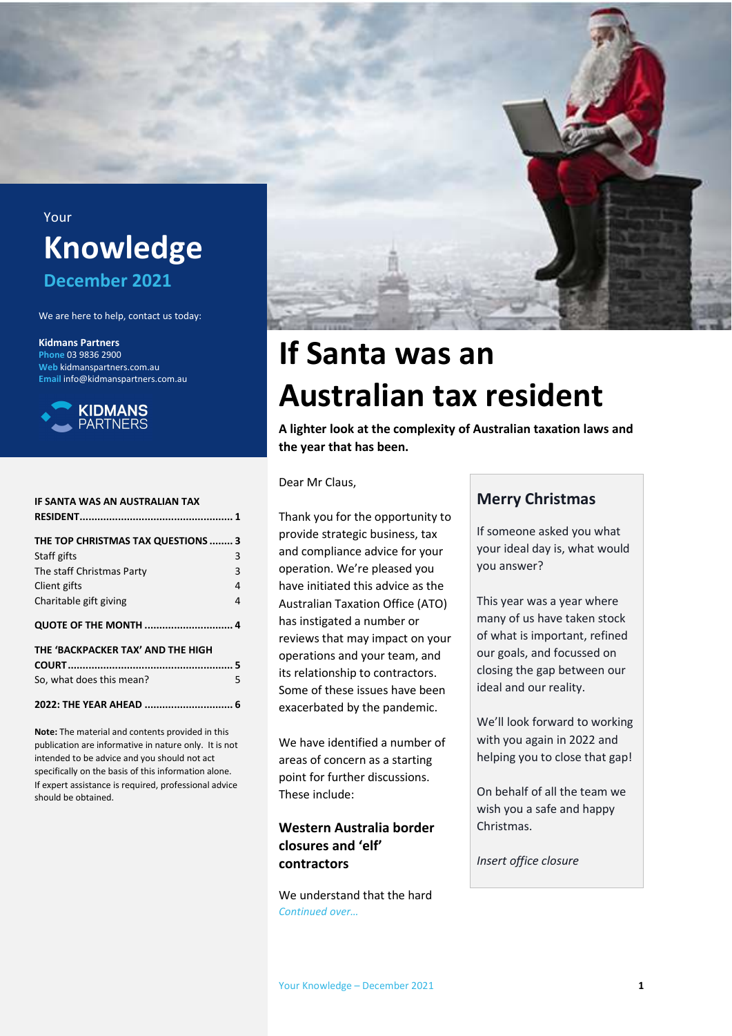Your

# Knowledge

## December 2021

We are here to help, contact us today:

**Kidmans Partners**
**Phone** 03 9836 2900
**Web** kidmanspartners.com.au
**Email** info@kidmanspartners.com.au

| | |
|---|---|
| **IF SANTA WAS AN AUSTRALIAN TAX RESIDENT** | **1** |
| **THE TOP CHRISTMAS TAX QUESTIONS** | **3** |
| Staff gifts | 3 |
| The staff Christmas Party | 3 |
| Client gifts | 4 |
| Charitable gift giving | 4 |
| **QUOTE OF THE MONTH** | **4** |
| **THE 'BACKPACKER TAX' AND THE HIGH COURT** | **5** |
| So, what does this mean? | 5 |
| **2022: THE YEAR AHEAD** | **6** |

**Note:** The material and contents provided in this publication are informative in nature only. It is not intended to be advice and you should not act specifically on the basis of this information alone. If expert assistance is required, professional advice should be obtained.

# If Santa was an Australian tax resident

**A lighter look at the complexity of Australian taxation laws and the year that has been.**

Dear Mr Claus,

Thank you for the opportunity to provide strategic business, tax and compliance advice for your operation. We're pleased you have initiated this advice as the Australian Taxation Office (ATO) has instigated a number or reviews that may impact on your operations and your team, and its relationship to contractors. Some of these issues have been exacerbated by the pandemic.

We have identified a number of areas of concern as a starting point for further discussions. These include:

### Western Australia border closures and 'elf' contractors

We understand that the hard

*Continued over…*

## Merry Christmas

If someone asked you what your ideal day is, what would you answer?

This year was a year where many of us have taken stock of what is important, refined our goals, and focussed on closing the gap between our ideal and our reality.

We'll look forward to working with you again in 2022 and helping you to close that gap!

On behalf of all the team we wish you a safe and happy Christmas.

*Insert office closure*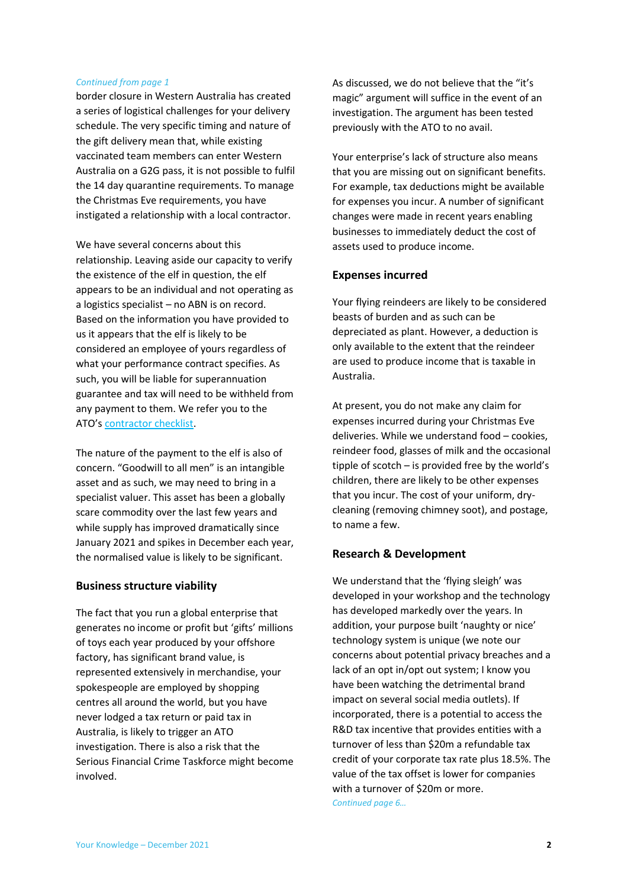*Continued from page 1*

border closure in Western Australia has created a series of logistical challenges for your delivery schedule. The very specific timing and nature of the gift delivery mean that, while existing vaccinated team members can enter Western Australia on a G2G pass, it is not possible to fulfil the 14 day quarantine requirements. To manage the Christmas Eve requirements, you have instigated a relationship with a local contractor.

We have several concerns about this relationship. Leaving aside our capacity to verify the existence of the elf in question, the elf appears to be an individual and not operating as a logistics specialist – no ABN is on record. Based on the information you have provided to us it appears that the elf is likely to be considered an employee of yours regardless of what your performance contract specifies. As such, you will be liable for superannuation guarantee and tax will need to be withheld from any payment to them. We refer you to the ATO's [contractor checklist](contractor checklist).

The nature of the payment to the elf is also of concern. "Goodwill to all men" is an intangible asset and as such, we may need to bring in a specialist valuer. This asset has been a globally scare commodity over the last few years and while supply has improved dramatically since January 2021 and spikes in December each year, the normalised value is likely to be significant.

## Business structure viability

The fact that you run a global enterprise that generates no income or profit but 'gifts' millions of toys each year produced by your offshore factory, has significant brand value, is represented extensively in merchandise, your spokespeople are employed by shopping centres all around the world, but you have never lodged a tax return or paid tax in Australia, is likely to trigger an ATO investigation. There is also a risk that the Serious Financial Crime Taskforce might become involved.

As discussed, we do not believe that the "it's magic" argument will suffice in the event of an investigation. The argument has been tested previously with the ATO to no avail.

Your enterprise's lack of structure also means that you are missing out on significant benefits. For example, tax deductions might be available for expenses you incur. A number of significant changes were made in recent years enabling businesses to immediately deduct the cost of assets used to produce income.

## Expenses incurred

Your flying reindeers are likely to be considered beasts of burden and as such can be depreciated as plant. However, a deduction is only available to the extent that the reindeer are used to produce income that is taxable in Australia.

At present, you do not make any claim for expenses incurred during your Christmas Eve deliveries. While we understand food – cookies, reindeer food, glasses of milk and the occasional tipple of scotch – is provided free by the world's children, there are likely to be other expenses that you incur. The cost of your uniform, dry-cleaning (removing chimney soot), and postage, to name a few.

## Research & Development

We understand that the 'flying sleigh' was developed in your workshop and the technology has developed markedly over the years. In addition, your purpose built 'naughty or nice' technology system is unique (we note our concerns about potential privacy breaches and a lack of an opt in/opt out system; I know you have been watching the detrimental brand impact on several social media outlets). If incorporated, there is a potential to access the R&D tax incentive that provides entities with a turnover of less than $20m a refundable tax credit of your corporate tax rate plus 18.5%. The value of the tax offset is lower for companies with a turnover of $20m or more.

*Continued page 6…*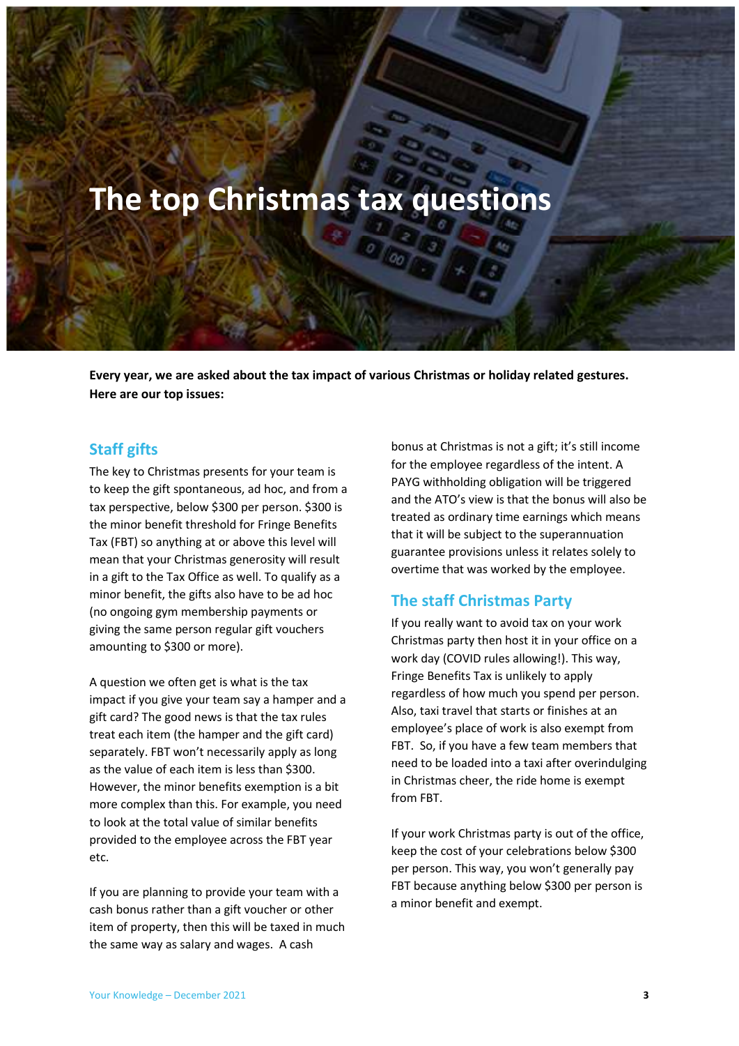# The top Christmas tax questions

**Every year, we are asked about the tax impact of various Christmas or holiday related gestures. Here are our top issues:**

## Staff gifts

The key to Christmas presents for your team is to keep the gift spontaneous, ad hoc, and from a tax perspective, below $300 per person. $300 is the minor benefit threshold for Fringe Benefits Tax (FBT) so anything at or above this level will mean that your Christmas generosity will result in a gift to the Tax Office as well. To qualify as a minor benefit, the gifts also have to be ad hoc (no ongoing gym membership payments or giving the same person regular gift vouchers amounting to $300 or more).

A question we often get is what is the tax impact if you give your team say a hamper and a gift card? The good news is that the tax rules treat each item (the hamper and the gift card) separately. FBT won't necessarily apply as long as the value of each item is less than $300. However, the minor benefits exemption is a bit more complex than this. For example, you need to look at the total value of similar benefits provided to the employee across the FBT year etc.

If you are planning to provide your team with a cash bonus rather than a gift voucher or other item of property, then this will be taxed in much the same way as salary and wages. A cash bonus at Christmas is not a gift; it's still income for the employee regardless of the intent. A PAYG withholding obligation will be triggered and the ATO's view is that the bonus will also be treated as ordinary time earnings which means that it will be subject to the superannuation guarantee provisions unless it relates solely to overtime that was worked by the employee.

## The staff Christmas Party

If you really want to avoid tax on your work Christmas party then host it in your office on a work day (COVID rules allowing!). This way, Fringe Benefits Tax is unlikely to apply regardless of how much you spend per person. Also, taxi travel that starts or finishes at an employee's place of work is also exempt from FBT. So, if you have a few team members that need to be loaded into a taxi after overindulging in Christmas cheer, the ride home is exempt from FBT.

If your work Christmas party is out of the office, keep the cost of your celebrations below $300 per person. This way, you won't generally pay FBT because anything below $300 per person is a minor benefit and exempt.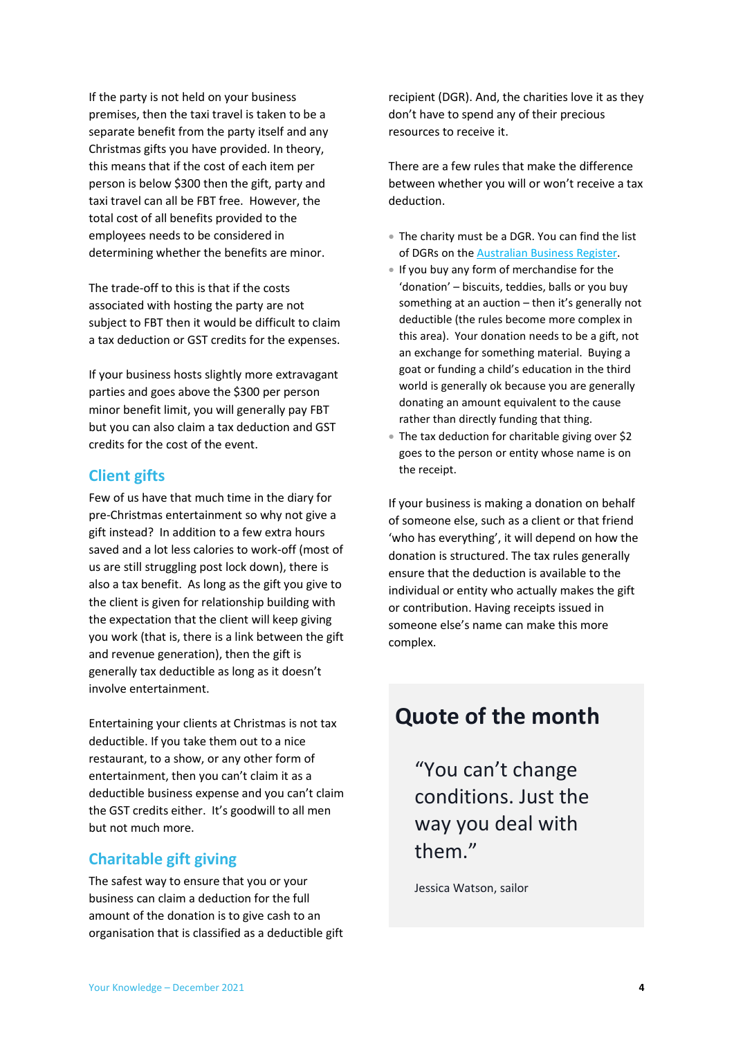If the party is not held on your business premises, then the taxi travel is taken to be a separate benefit from the party itself and any Christmas gifts you have provided. In theory, this means that if the cost of each item per person is below $300 then the gift, party and taxi travel can all be FBT free. However, the total cost of all benefits provided to the employees needs to be considered in determining whether the benefits are minor.

The trade-off to this is that if the costs associated with hosting the party are not subject to FBT then it would be difficult to claim a tax deduction or GST credits for the expenses.

If your business hosts slightly more extravagant parties and goes above the $300 per person minor benefit limit, you will generally pay FBT but you can also claim a tax deduction and GST credits for the cost of the event.

## Client gifts

Few of us have that much time in the diary for pre-Christmas entertainment so why not give a gift instead? In addition to a few extra hours saved and a lot less calories to work-off (most of us are still struggling post lock down), there is also a tax benefit. As long as the gift you give to the client is given for relationship building with the expectation that the client will keep giving you work (that is, there is a link between the gift and revenue generation), then the gift is generally tax deductible as long as it doesn't involve entertainment.

Entertaining your clients at Christmas is not tax deductible. If you take them out to a nice restaurant, to a show, or any other form of entertainment, then you can't claim it as a deductible business expense and you can't claim the GST credits either. It's goodwill to all men but not much more.

## Charitable gift giving

The safest way to ensure that you or your business can claim a deduction for the full amount of the donation is to give cash to an organisation that is classified as a deductible gift recipient (DGR). And, the charities love it as they don't have to spend any of their precious resources to receive it.

There are a few rules that make the difference between whether you will or won't receive a tax deduction.

- The charity must be a DGR. You can find the list of DGRs on the [Australian Business Register](https://abr.business.gov.au/Tools/DgrListing).
- If you buy any form of merchandise for the 'donation' – biscuits, teddies, balls or you buy something at an auction – then it's generally not deductible (the rules become more complex in this area). Your donation needs to be a gift, not an exchange for something material. Buying a goat or funding a child's education in the third world is generally ok because you are generally donating an amount equivalent to the cause rather than directly funding that thing.
- The tax deduction for charitable giving over $2 goes to the person or entity whose name is on the receipt.

If your business is making a donation on behalf of someone else, such as a client or that friend 'who has everything', it will depend on how the donation is structured. The tax rules generally ensure that the deduction is available to the individual or entity who actually makes the gift or contribution. Having receipts issued in someone else's name can make this more complex.

## Quote of the month

> "You can't change conditions. Just the way you deal with them."
>
> Jessica Watson, sailor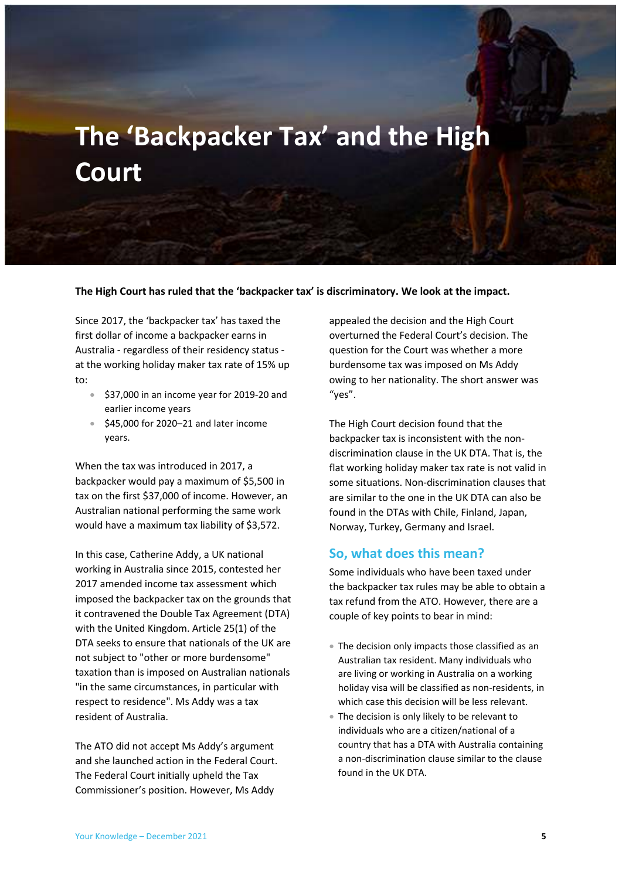# The 'Backpacker Tax' and the High Court

**The High Court has ruled that the 'backpacker tax' is discriminatory. We look at the impact.**

Since 2017, the 'backpacker tax' has taxed the first dollar of income a backpacker earns in Australia - regardless of their residency status - at the working holiday maker tax rate of 15% up to:

- $37,000 in an income year for 2019-20 and earlier income years
- $45,000 for 2020–21 and later income years.

When the tax was introduced in 2017, a backpacker would pay a maximum of $5,500 in tax on the first $37,000 of income. However, an Australian national performing the same work would have a maximum tax liability of $3,572.

In this case, Catherine Addy, a UK national working in Australia since 2015, contested her 2017 amended income tax assessment which imposed the backpacker tax on the grounds that it contravened the Double Tax Agreement (DTA) with the United Kingdom. Article 25(1) of the DTA seeks to ensure that nationals of the UK are not subject to "other or more burdensome" taxation than is imposed on Australian nationals "in the same circumstances, in particular with respect to residence". Ms Addy was a tax resident of Australia.

The ATO did not accept Ms Addy's argument and she launched action in the Federal Court. The Federal Court initially upheld the Tax Commissioner's position. However, Ms Addy appealed the decision and the High Court overturned the Federal Court's decision. The question for the Court was whether a more burdensome tax was imposed on Ms Addy owing to her nationality. The short answer was "yes".

The High Court decision found that the backpacker tax is inconsistent with the non-discrimination clause in the UK DTA. That is, the flat working holiday maker tax rate is not valid in some situations. Non-discrimination clauses that are similar to the one in the UK DTA can also be found in the DTAs with Chile, Finland, Japan, Norway, Turkey, Germany and Israel.

## So, what does this mean?

Some individuals who have been taxed under the backpacker tax rules may be able to obtain a tax refund from the ATO. However, there are a couple of key points to bear in mind:

- The decision only impacts those classified as an Australian tax resident. Many individuals who are living or working in Australia on a working holiday visa will be classified as non-residents, in which case this decision will be less relevant.
- The decision is only likely to be relevant to individuals who are a citizen/national of a country that has a DTA with Australia containing a non-discrimination clause similar to the clause found in the UK DTA.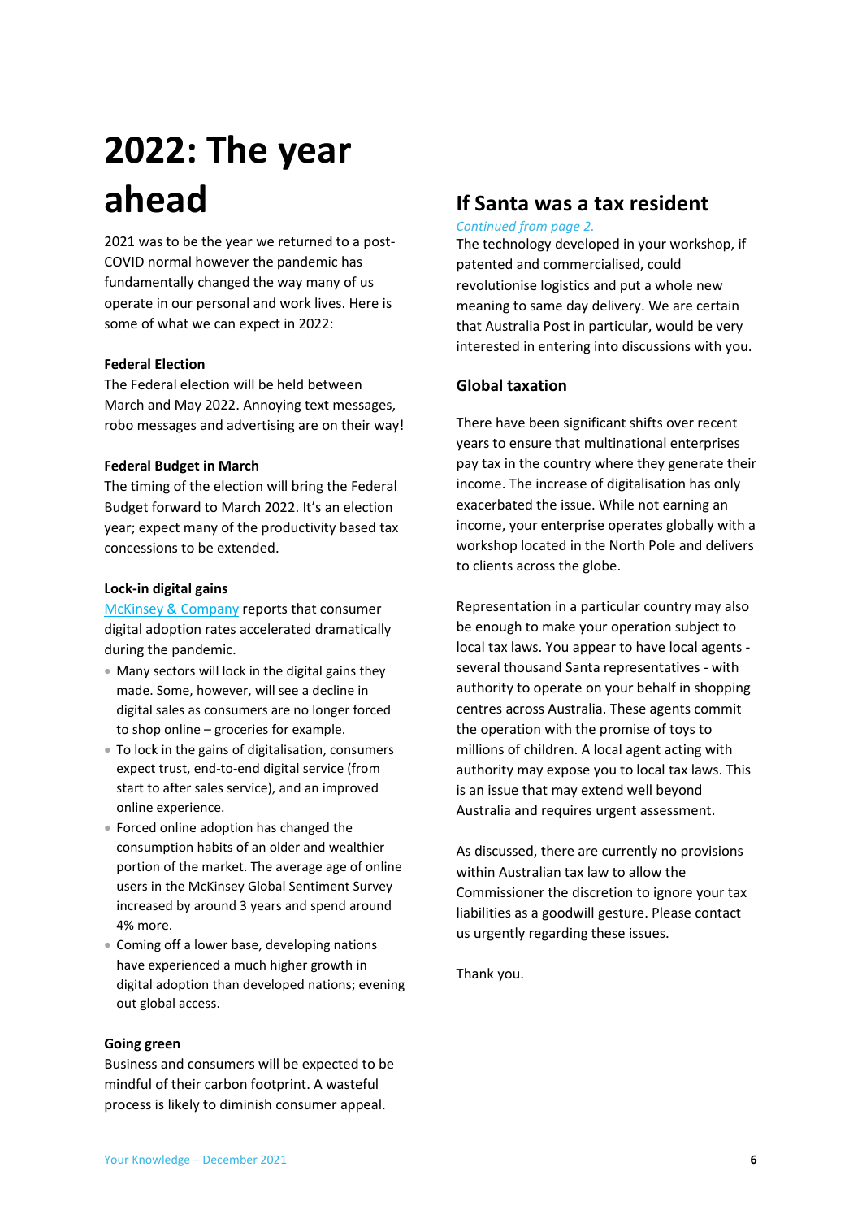# 2022: The year ahead

2021 was to be the year we returned to a post-COVID normal however the pandemic has fundamentally changed the way many of us operate in our personal and work lives. Here is some of what we can expect in 2022:

**Federal Election**

The Federal election will be held between March and May 2022. Annoying text messages, robo messages and advertising are on their way!

**Federal Budget in March**

The timing of the election will bring the Federal Budget forward to March 2022. It's an election year; expect many of the productivity based tax concessions to be extended.

**Lock-in digital gains**

McKinsey & Company reports that consumer digital adoption rates accelerated dramatically during the pandemic.

- Many sectors will lock in the digital gains they made. Some, however, will see a decline in digital sales as consumers are no longer forced to shop online – groceries for example.
- To lock in the gains of digitalisation, consumers expect trust, end-to-end digital service (from start to after sales service), and an improved online experience.
- Forced online adoption has changed the consumption habits of an older and wealthier portion of the market. The average age of online users in the McKinsey Global Sentiment Survey increased by around 3 years and spend around 4% more.
- Coming off a lower base, developing nations have experienced a much higher growth in digital adoption than developed nations; evening out global access.

**Going green**

Business and consumers will be expected to be mindful of their carbon footprint. A wasteful process is likely to diminish consumer appeal.

## If Santa was a tax resident

*Continued from page 2.*

The technology developed in your workshop, if patented and commercialised, could revolutionise logistics and put a whole new meaning to same day delivery. We are certain that Australia Post in particular, would be very interested in entering into discussions with you.

### Global taxation

There have been significant shifts over recent years to ensure that multinational enterprises pay tax in the country where they generate their income. The increase of digitalisation has only exacerbated the issue. While not earning an income, your enterprise operates globally with a workshop located in the North Pole and delivers to clients across the globe.

Representation in a particular country may also be enough to make your operation subject to local tax laws. You appear to have local agents - several thousand Santa representatives - with authority to operate on your behalf in shopping centres across Australia. These agents commit the operation with the promise of toys to millions of children. A local agent acting with authority may expose you to local tax laws. This is an issue that may extend well beyond Australia and requires urgent assessment.

As discussed, there are currently no provisions within Australian tax law to allow the Commissioner the discretion to ignore your tax liabilities as a goodwill gesture. Please contact us urgently regarding these issues.

Thank you.